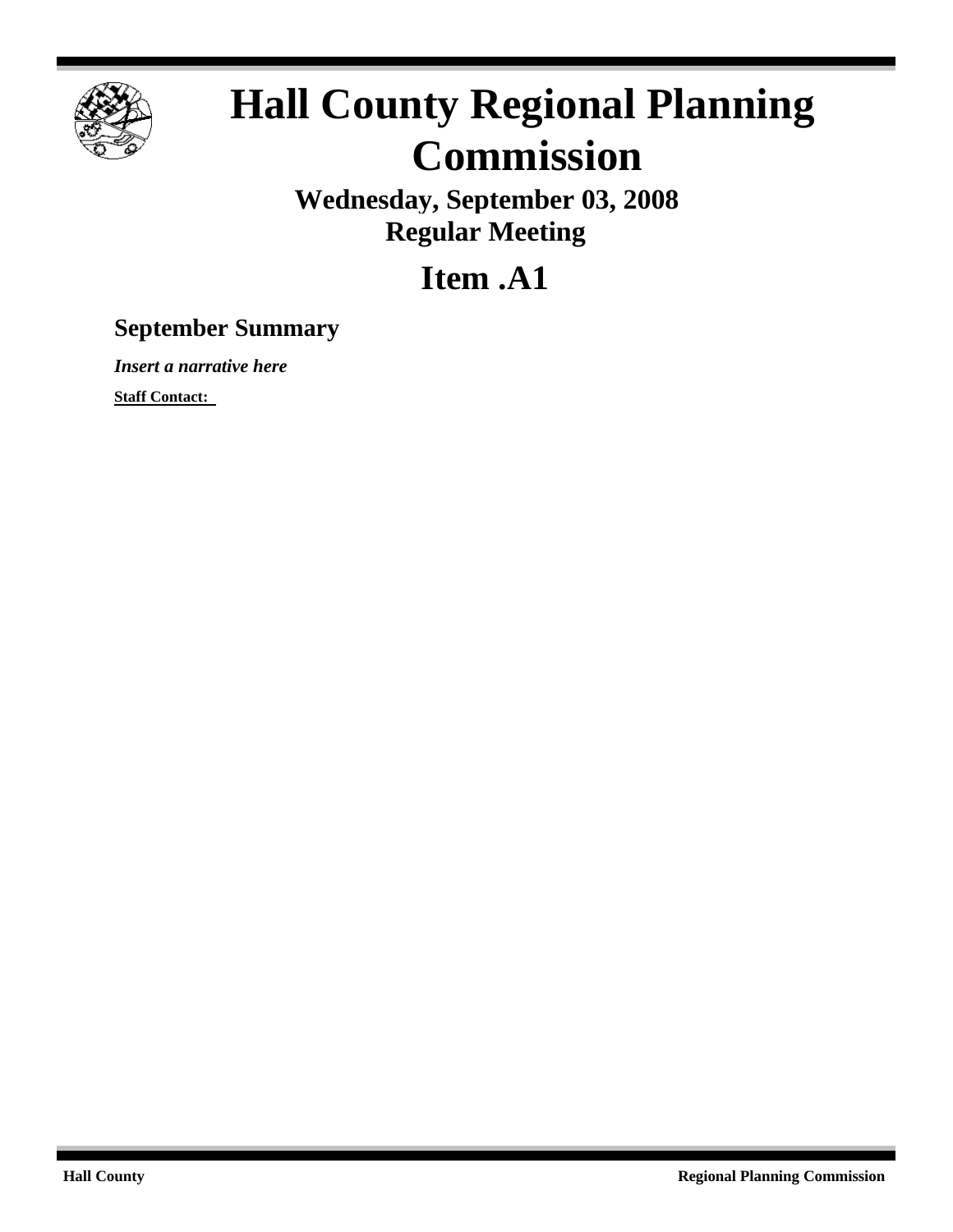# Hall County Regional Planning Commission

**Wednesday, September 03, 2008**
**Regular Meeting**

## Item .A1

### September Summary

***Insert a narrative here***

**Staff Contact:**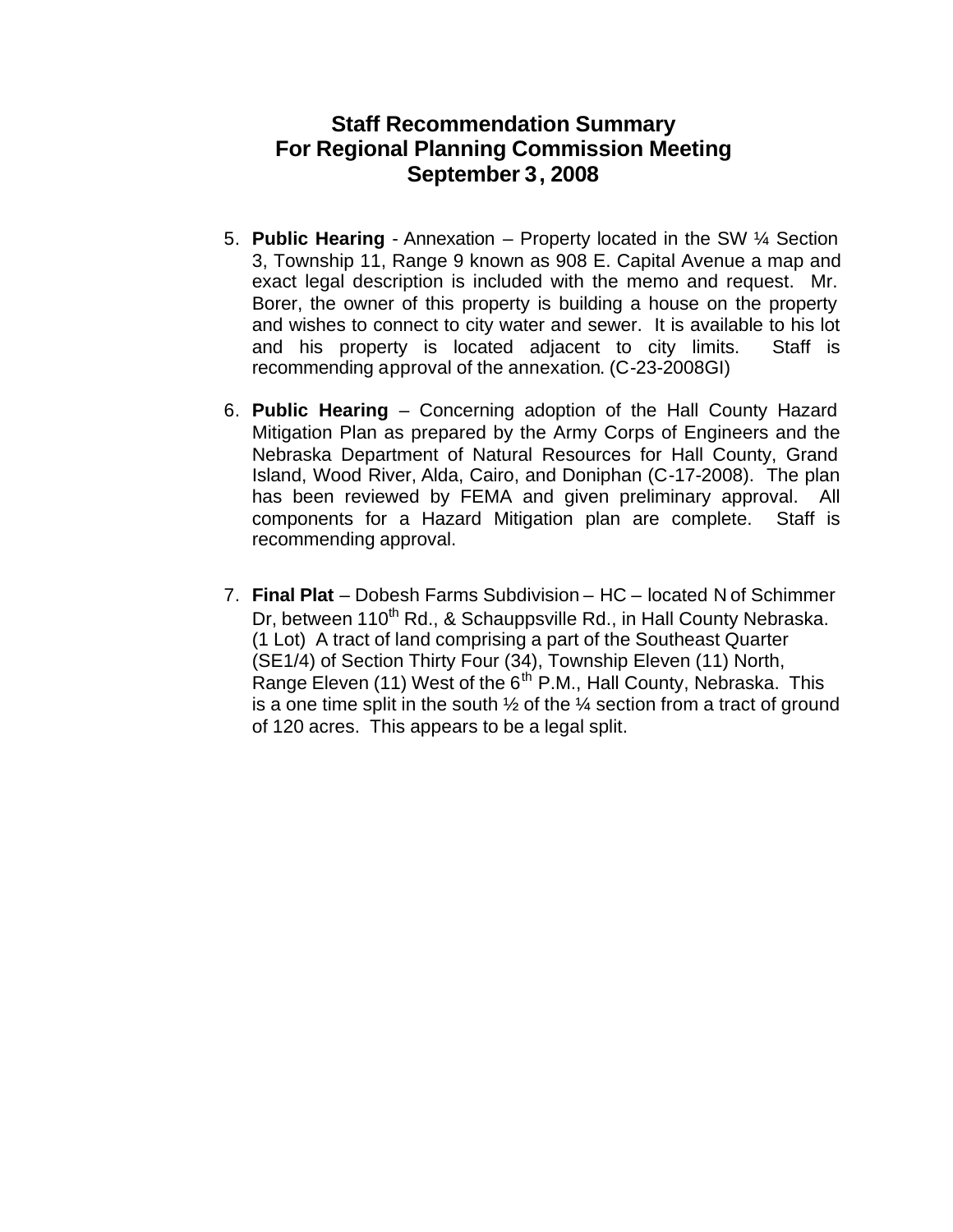## Staff Recommendation Summary
## For Regional Planning Commission Meeting
## September 3, 2008

5. **Public Hearing** - Annexation – Property located in the SW ¼ Section 3, Township 11, Range 9 known as 908 E. Capital Avenue a map and exact legal description is included with the memo and request. Mr. Borer, the owner of this property is building a house on the property and wishes to connect to city water and sewer. It is available to his lot and his property is located adjacent to city limits. Staff is recommending approval of the annexation. (C-23-2008GI)

6. **Public Hearing** – Concerning adoption of the Hall County Hazard Mitigation Plan as prepared by the Army Corps of Engineers and the Nebraska Department of Natural Resources for Hall County, Grand Island, Wood River, Alda, Cairo, and Doniphan (C-17-2008). The plan has been reviewed by FEMA and given preliminary approval. All components for a Hazard Mitigation plan are complete. Staff is recommending approval.

7. **Final Plat** – Dobesh Farms Subdivision – HC – located N of Schimmer Dr, between 110th Rd., & Schauppsville Rd., in Hall County Nebraska. (1 Lot) A tract of land comprising a part of the Southeast Quarter (SE1/4) of Section Thirty Four (34), Township Eleven (11) North, Range Eleven (11) West of the 6th P.M., Hall County, Nebraska. This is a one time split in the south ½ of the ¼ section from a tract of ground of 120 acres. This appears to be a legal split.